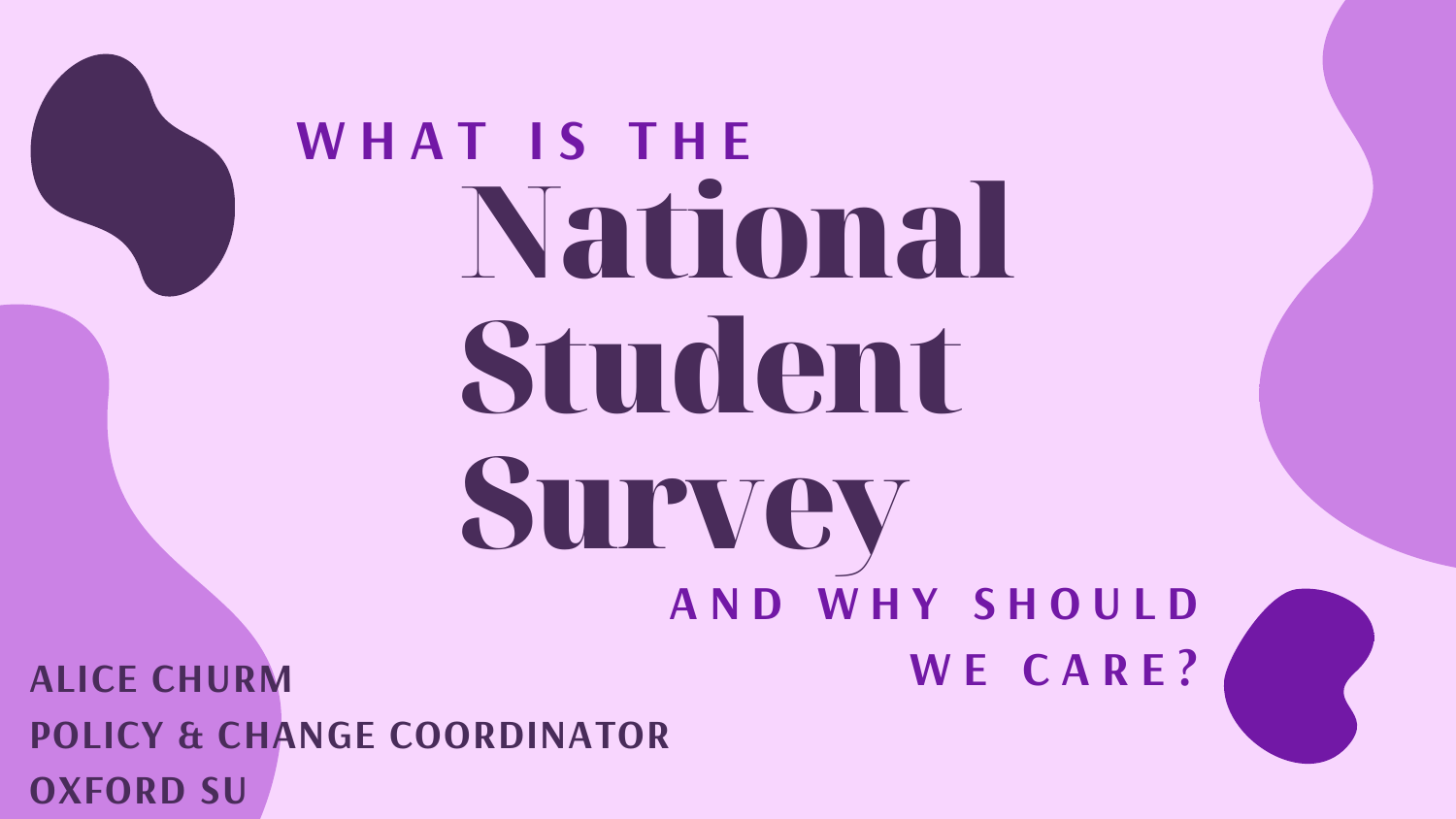# WHAT IS THE National Student Survey AND WHY SHOULD WE CARE?

ALICE CHURM
POLICY & CHANGE COORDINATOR
OXFORD SU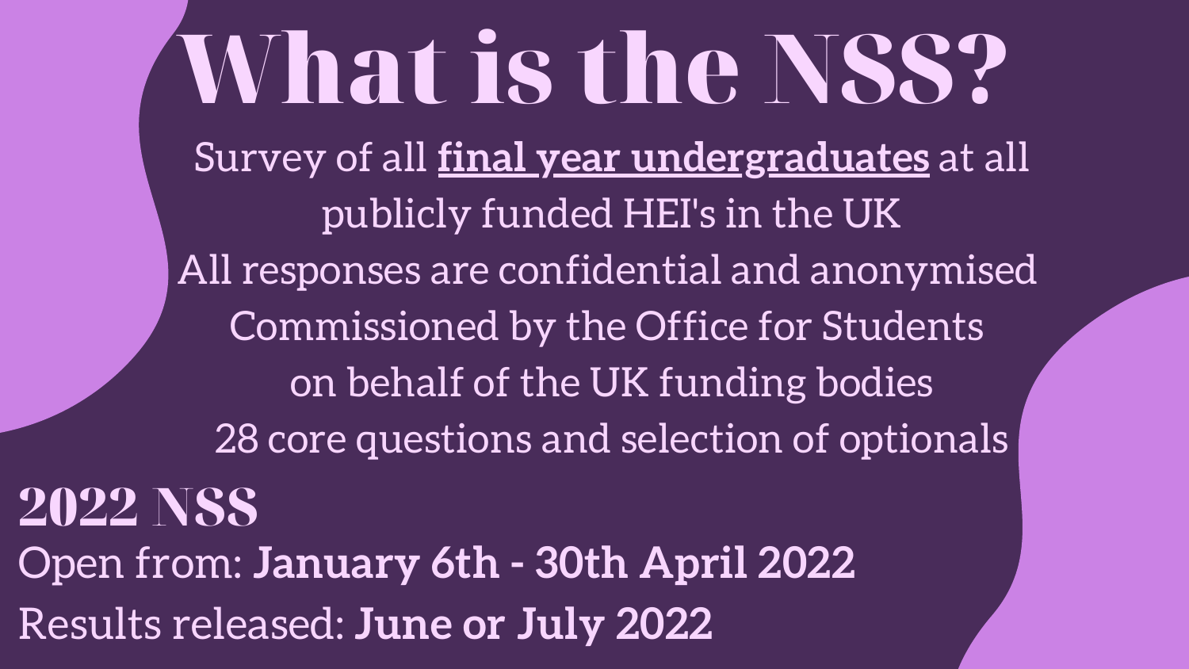# What is the NSS?

Survey of all **final year undergraduates** at all publicly funded HEI's in the UK

All responses are confidential and anonymised

Commissioned by the Office for Students on behalf of the UK funding bodies

28 core questions and selection of optionals

## 2022 NSS

Open from: **January 6th - 30th April 2022**

Results released: **June or July 2022**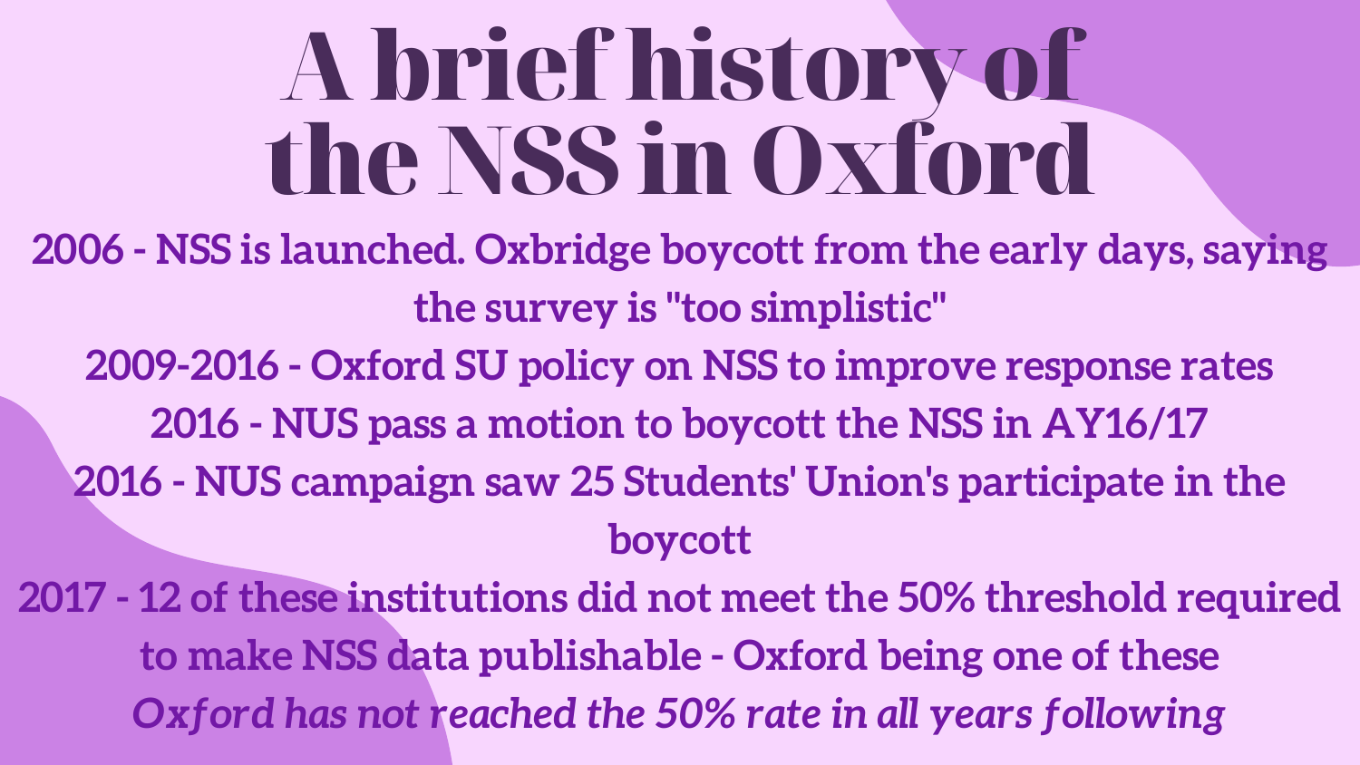# A brief history of the NSS in Oxford

2006 - NSS is launched. Oxbridge boycott from the early days, saying the survey is "too simplistic"

2009-2016 - Oxford SU policy on NSS to improve response rates

2016 - NUS pass a motion to boycott the NSS in AY16/17

2016 - NUS campaign saw 25 Students' Union's participate in the boycott

2017 - 12 of these institutions did not meet the 50% threshold required to make NSS data publishable - Oxford being one of these

*Oxford has not reached the 50% rate in all years following*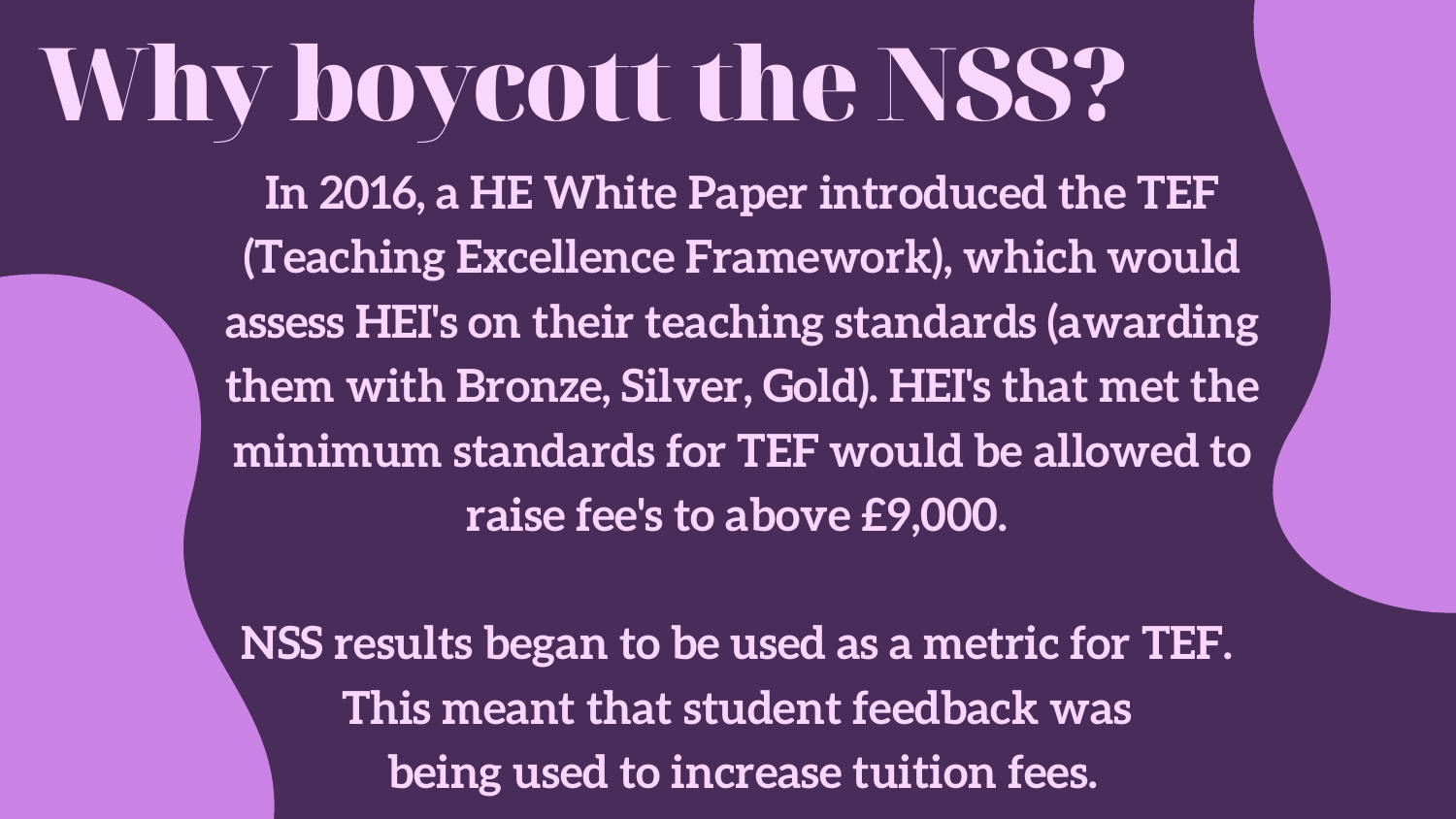# Why boycott the NSS?

In 2016, a HE White Paper introduced the TEF (Teaching Excellence Framework), which would assess HEI's on their teaching standards (awarding them with Bronze, Silver, Gold). HEI's that met the minimum standards for TEF would be allowed to raise fee's to above £9,000.

NSS results began to be used as a metric for TEF. This meant that student feedback was being used to increase tuition fees.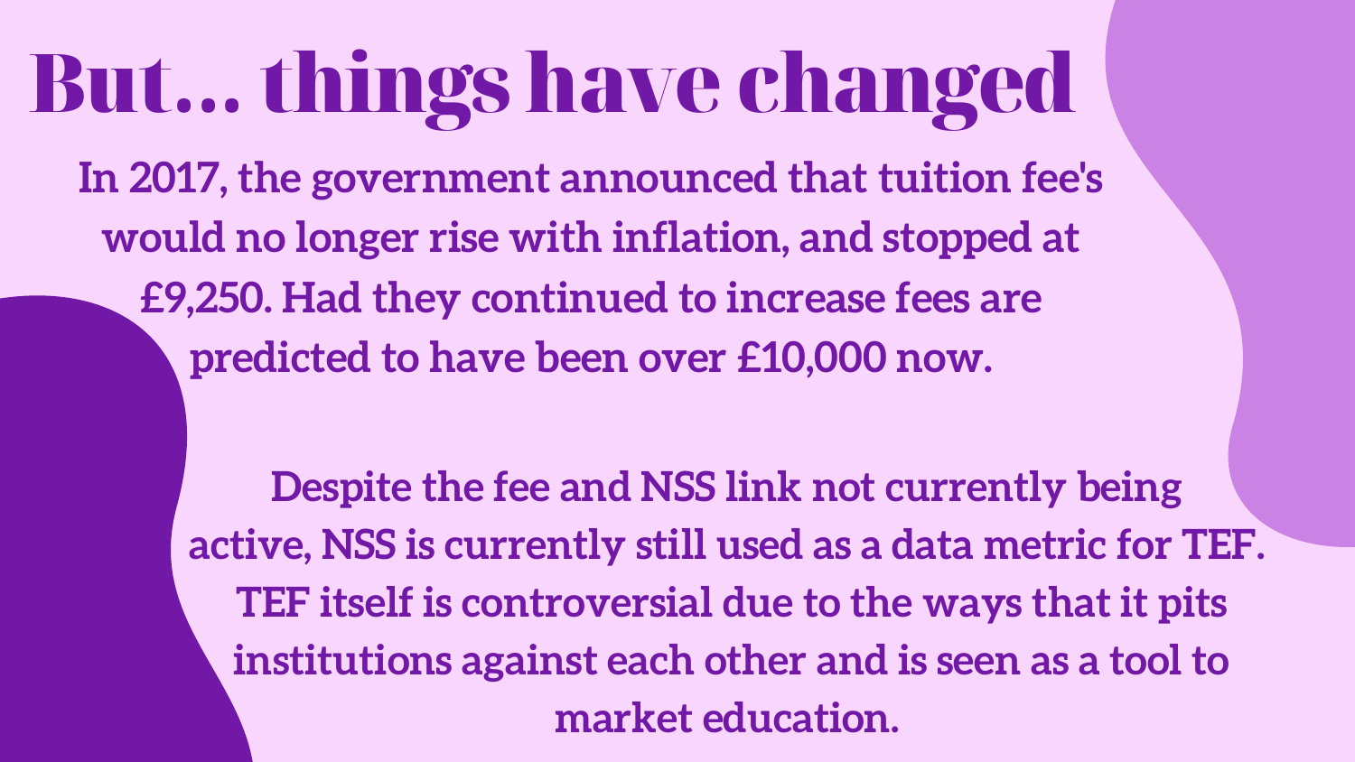# But... things have changed

In 2017, the government announced that tuition fee's would no longer rise with inflation, and stopped at £9,250. Had they continued to increase fees are predicted to have been over £10,000 now.

Despite the fee and NSS link not currently being active, NSS is currently still used as a data metric for TEF. TEF itself is controversial due to the ways that it pits institutions against each other and is seen as a tool to market education.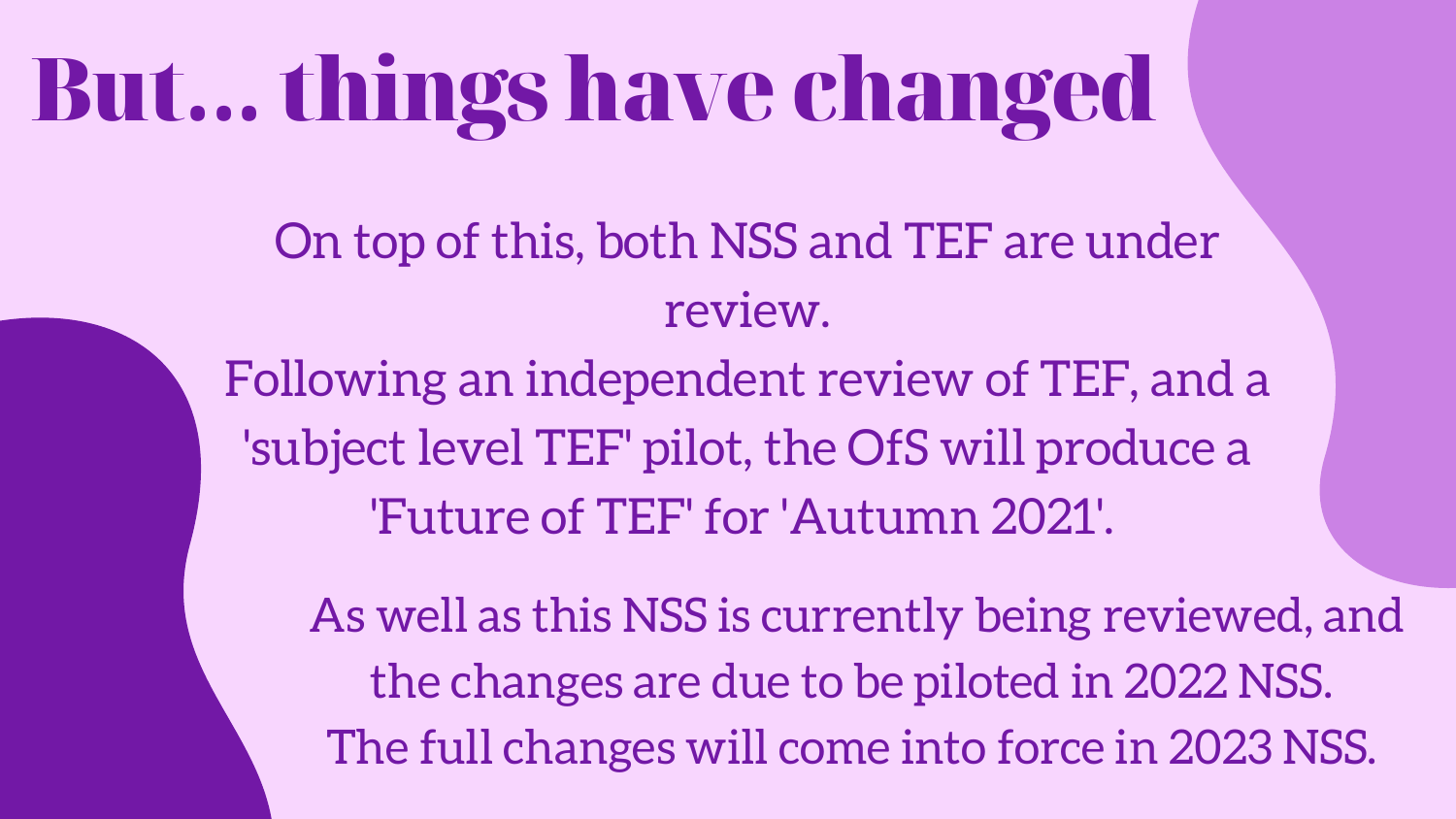# But... things have changed

On top of this, both NSS and TEF are under review.

Following an independent review of TEF, and a 'subject level TEF' pilot, the OfS will produce a 'Future of TEF' for 'Autumn 2021'.

As well as this NSS is currently being reviewed, and the changes are due to be piloted in 2022 NSS. The full changes will come into force in 2023 NSS.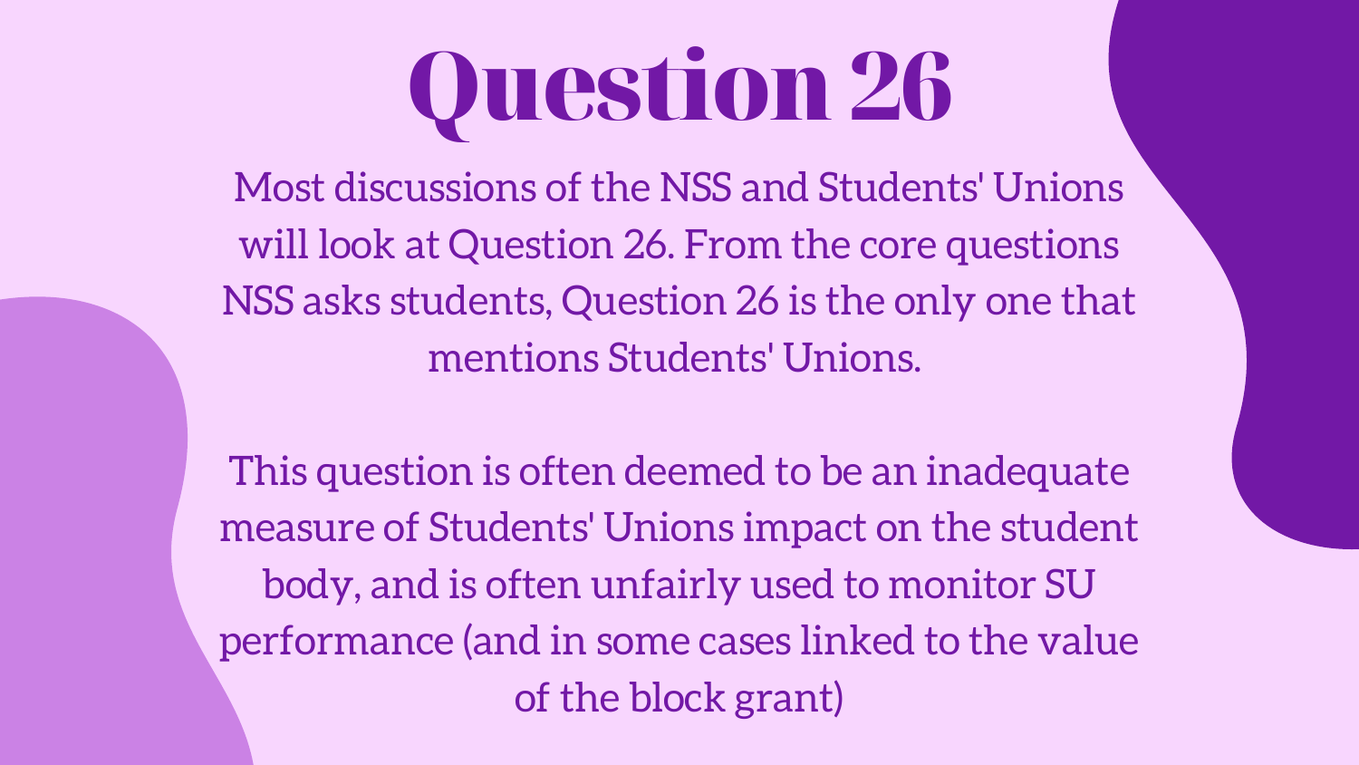# Question 26

Most discussions of the NSS and Students' Unions will look at Question 26. From the core questions NSS asks students, Question 26 is the only one that mentions Students' Unions.

This question is often deemed to be an inadequate measure of Students' Unions impact on the student body, and is often unfairly used to monitor SU performance (and in some cases linked to the value of the block grant)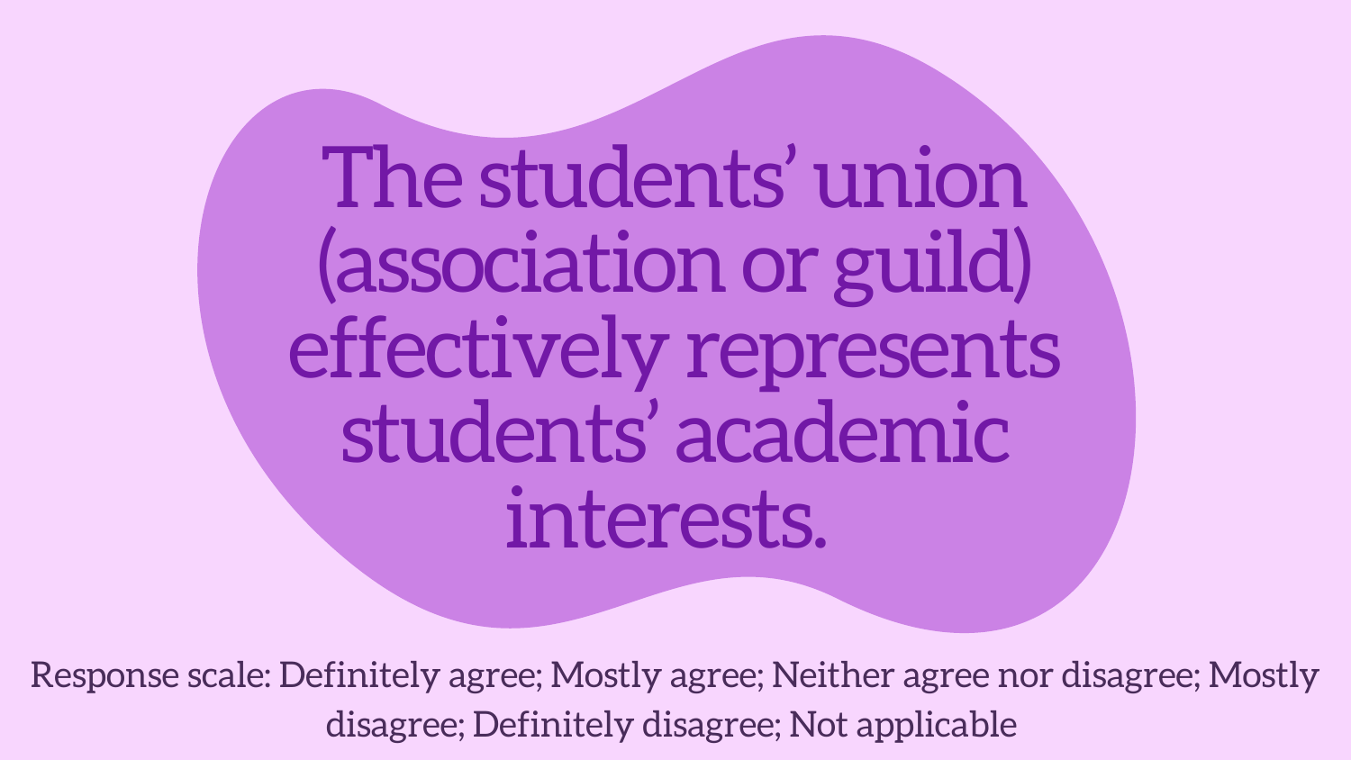# The students' union (association or guild) effectively represents students' academic interests.

Response scale: Definitely agree; Mostly agree; Neither agree nor disagree; Mostly disagree; Definitely disagree; Not applicable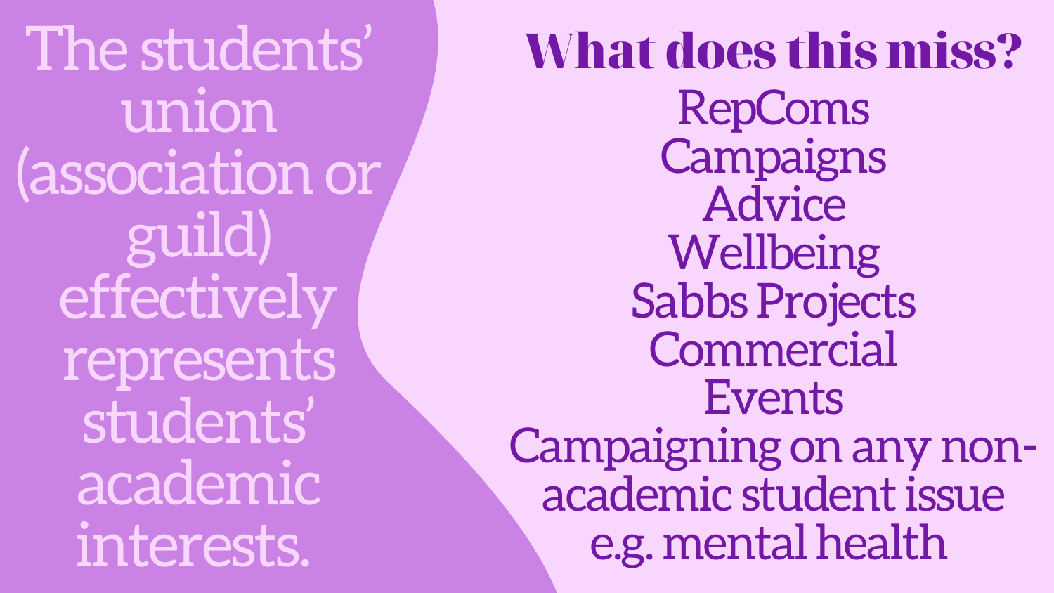The students' union (association or guild) effectively represents students' academic interests.

## What does this miss?

RepComs

Campaigns

Advice

Wellbeing

Sabbs Projects

Commercial

Events

Campaigning on any non-academic student issue e.g. mental health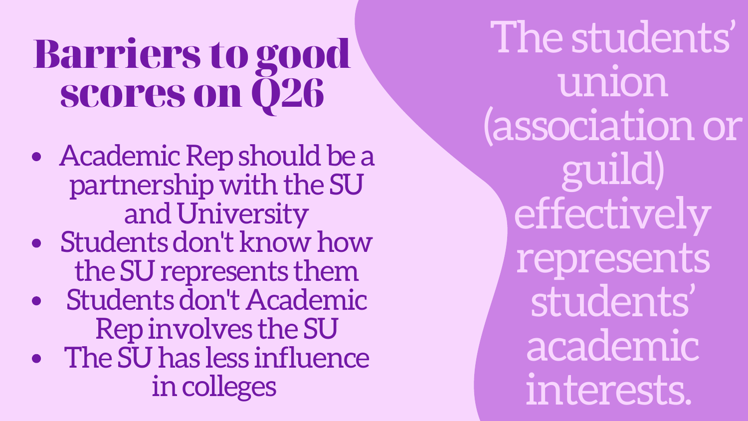# Barriers to good scores on Q26

- Academic Rep should be a partnership with the SU and University
- Students don't know how the SU represents them
- Students don't Academic Rep involves the SU
- The SU has less influence in colleges

The students' union (association or guild) effectively represents students' academic interests.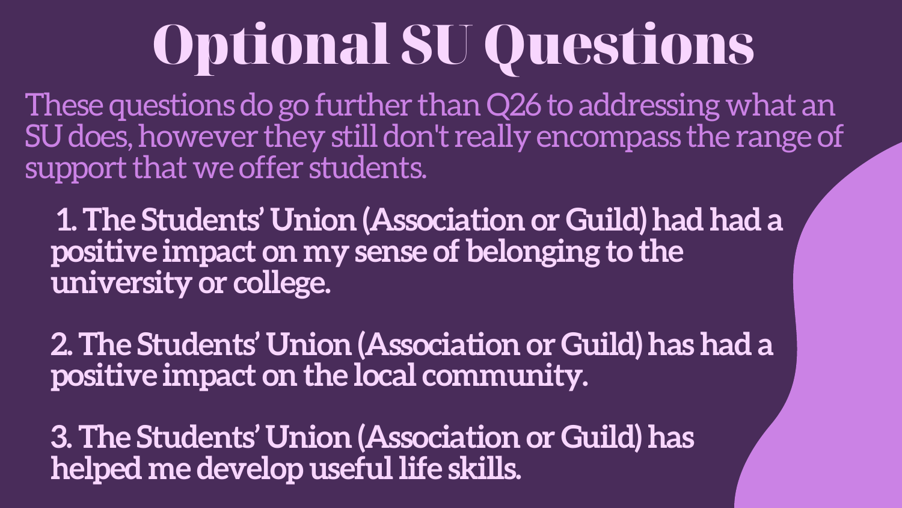# Optional SU Questions

These questions do go further than Q26 to addressing what an SU does, however they still don't really encompass the range of support that we offer students.

1. **The Students' Union (Association or Guild) had had a positive impact on my sense of belonging to the university or college.**

2. **The Students' Union (Association or Guild) has had a positive impact on the local community.**

3. **The Students' Union (Association or Guild) has helped me develop useful life skills.**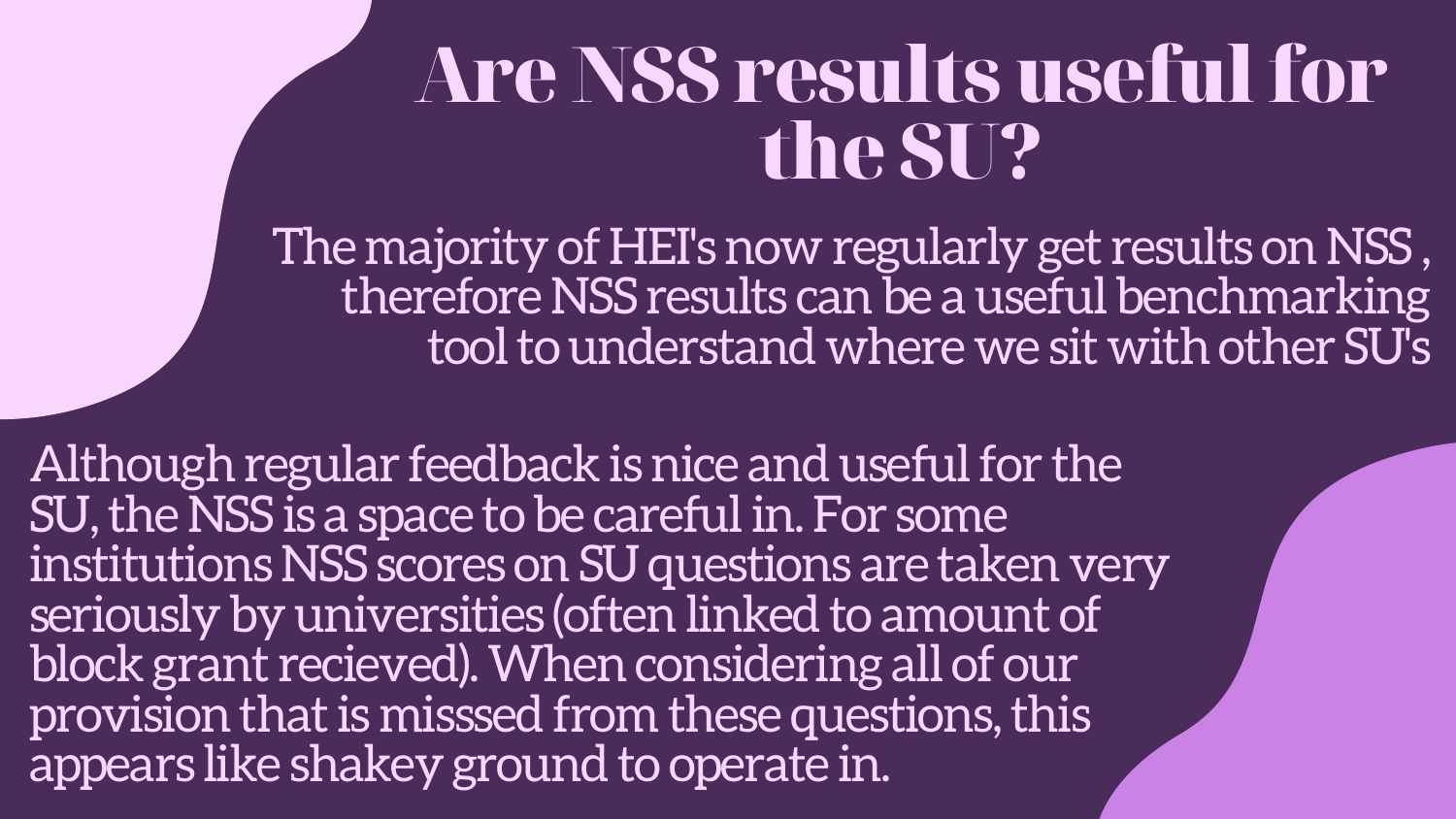# Are NSS results useful for the SU?

The majority of HEI's now regularly get results on NSS , therefore NSS results can be a useful benchmarking tool to understand where we sit with other SU's

Although regular feedback is nice and useful for the SU, the NSS is a space to be careful in. For some institutions NSS scores on SU questions are taken very seriously by universities (often linked to amount of block grant recieved). When considering all of our provision that is misssed from these questions, this appears like shakey ground to operate in.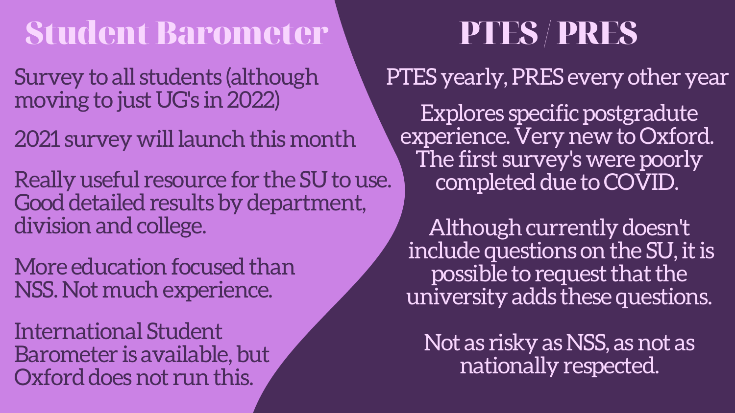## Student Barometer

Survey to all students (although moving to just UG's in 2022)

2021 survey will launch this month

Really useful resource for the SU to use. Good detailed results by department, division and college.

More education focused than NSS. Not much experience.

International Student Barometer is available, but Oxford does not run this.

## PTES / PRES

PTES yearly, PRES every other year

Explores specific postgraduate experience. Very new to Oxford. The first survey's were poorly completed due to COVID.

Although currently doesn't include questions on the SU, it is possible to request that the university adds these questions.

Not as risky as NSS, as not as nationally respected.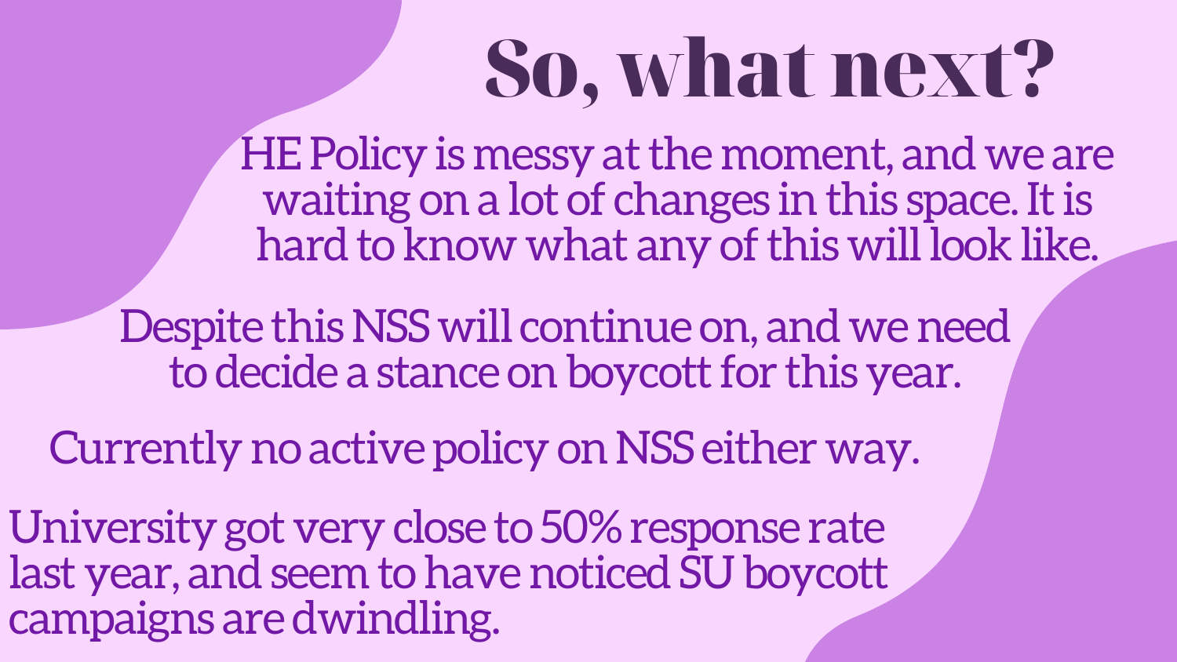# So, what next?

HE Policy is messy at the moment, and we are waiting on a lot of changes in this space. It is hard to know what any of this will look like.

Despite this NSS will continue on, and we need to decide a stance on boycott for this year.

Currently no active policy on NSS either way.

University got very close to 50% response rate last year, and seem to have noticed SU boycott campaigns are dwindling.